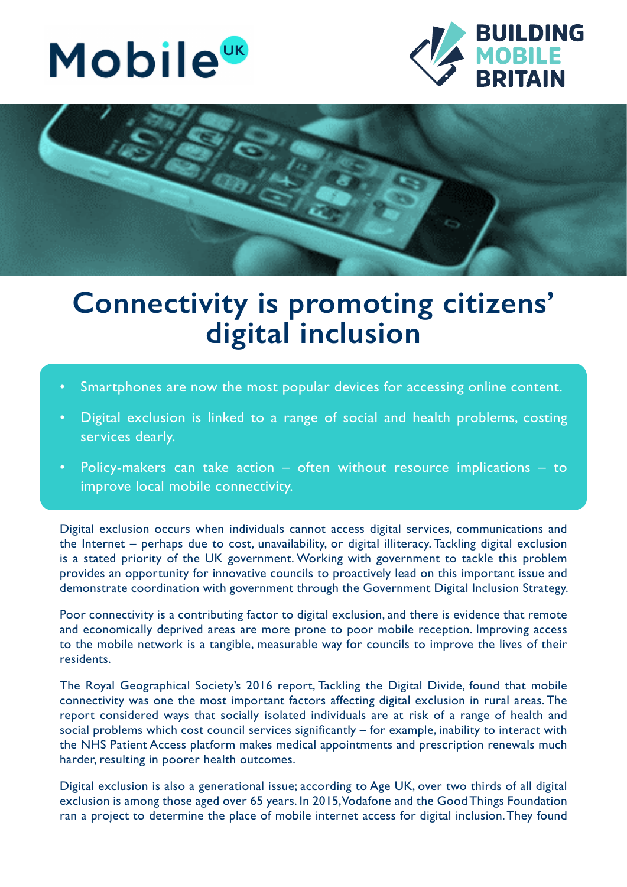Mobile UK

BUILDING MOBILE BRITAIN

# Connectivity is promoting citizens' digital inclusion

- Smartphones are now the most popular devices for accessing online content.
- Digital exclusion is linked to a range of social and health problems, costing services dearly.
- Policy-makers can take action – often without resource implications – to improve local mobile connectivity.

Digital exclusion occurs when individuals cannot access digital services, communications and the Internet – perhaps due to cost, unavailability, or digital illiteracy. Tackling digital exclusion is a stated priority of the UK government. Working with government to tackle this problem provides an opportunity for innovative councils to proactively lead on this important issue and demonstrate coordination with government through the Government Digital Inclusion Strategy.

Poor connectivity is a contributing factor to digital exclusion, and there is evidence that remote and economically deprived areas are more prone to poor mobile reception. Improving access to the mobile network is a tangible, measurable way for councils to improve the lives of their residents.

The Royal Geographical Society's 2016 report, Tackling the Digital Divide, found that mobile connectivity was one the most important factors affecting digital exclusion in rural areas. The report considered ways that socially isolated individuals are at risk of a range of health and social problems which cost council services significantly – for example, inability to interact with the NHS Patient Access platform makes medical appointments and prescription renewals much harder, resulting in poorer health outcomes.

Digital exclusion is also a generational issue; according to Age UK, over two thirds of all digital exclusion is among those aged over 65 years. In 2015, Vodafone and the Good Things Foundation ran a project to determine the place of mobile internet access for digital inclusion. They found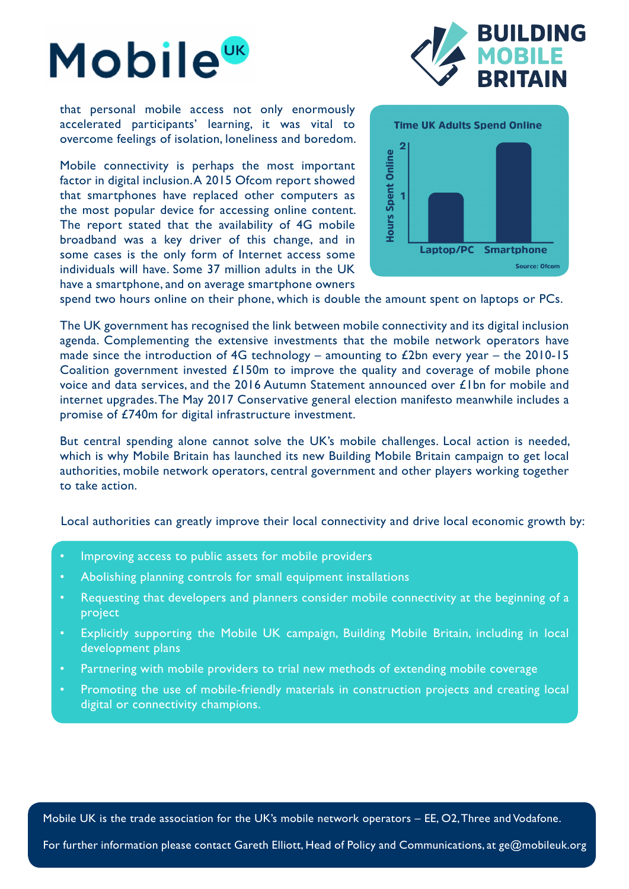that personal mobile access not only enormously accelerated participants' learning, it was vital to overcome feelings of isolation, loneliness and boredom.

Mobile connectivity is perhaps the most important factor in digital inclusion. A 2015 Ofcom report showed that smartphones have replaced other computers as the most popular device for accessing online content. The report stated that the availability of 4G mobile broadband was a key driver of this change, and in some cases is the only form of Internet access some individuals will have. Some 37 million adults in the UK have a smartphone, and on average smartphone owners spend two hours online on their phone, which is double the amount spent on laptops or PCs.

Time UK Adults Spend Online

Hours Spent Online

2

1

Laptop/PC

Smartphone

Source: Ofcom

The UK government has recognised the link between mobile connectivity and its digital inclusion agenda. Complementing the extensive investments that the mobile network operators have made since the introduction of 4G technology – amounting to £2bn every year – the 2010-15 Coalition government invested £150m to improve the quality and coverage of mobile phone voice and data services, and the 2016 Autumn Statement announced over £1bn for mobile and internet upgrades. The May 2017 Conservative general election manifesto meanwhile includes a promise of £740m for digital infrastructure investment.

But central spending alone cannot solve the UK's mobile challenges. Local action is needed, which is why Mobile Britain has launched its new Building Mobile Britain campaign to get local authorities, mobile network operators, central government and other players working together to take action.

Local authorities can greatly improve their local connectivity and drive local economic growth by:

- Improving access to public assets for mobile providers
- Abolishing planning controls for small equipment installations
- Requesting that developers and planners consider mobile connectivity at the beginning of a project
- Explicitly supporting the Mobile UK campaign, Building Mobile Britain, including in local development plans
- Partnering with mobile providers to trial new methods of extending mobile coverage
- Promoting the use of mobile-friendly materials in construction projects and creating local digital or connectivity champions.

Mobile UK is the trade association for the UK's mobile network operators – EE, O2, Three and Vodafone.

For further information please contact Gareth Elliott, Head of Policy and Communications, at ge@mobileuk.org